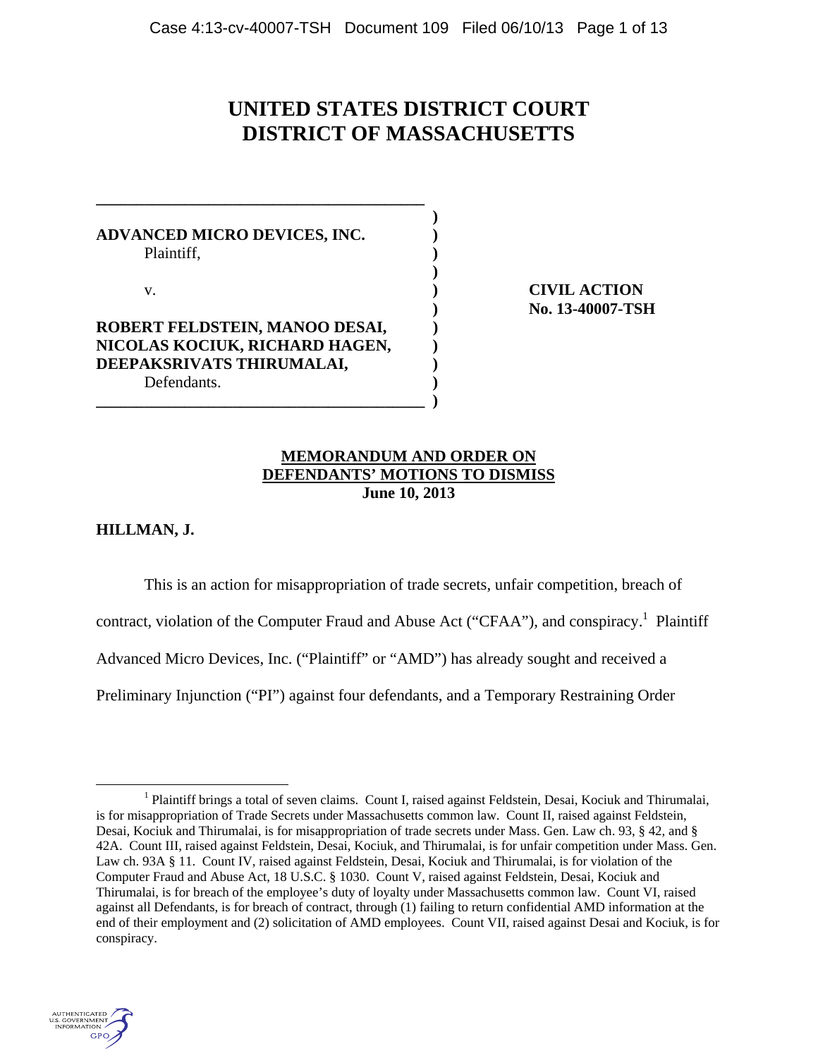# UNITED STATES DISTRICT COURT
# DISTRICT OF MASSACHUSETTS

**ADVANCED MICRO DEVICES, INC.**
Plaintiff,

v.

**ROBERT FELDSTEIN, MANOO DESAI, NICOLAS KOCIUK, RICHARD HAGEN, DEEPAKSRIVATS THIRUMALAI,**
Defendants.

**CIVIL ACTION**
**No. 13-40007-TSH**

**MEMORANDUM AND ORDER ON DEFENDANTS' MOTIONS TO DISMISS**
**June 10, 2013**

**HILLMAN, J.**

This is an action for misappropriation of trade secrets, unfair competition, breach of contract, violation of the Computer Fraud and Abuse Act ("CFAA"), and conspiracy.[1] Plaintiff Advanced Micro Devices, Inc. ("Plaintiff" or "AMD") has already sought and received a Preliminary Injunction ("PI") against four defendants, and a Temporary Restraining Order

[1] Plaintiff brings a total of seven claims. Count I, raised against Feldstein, Desai, Kociuk and Thirumalai, is for misappropriation of Trade Secrets under Massachusetts common law. Count II, raised against Feldstein, Desai, Kociuk and Thirumalai, is for misappropriation of trade secrets under Mass. Gen. Law ch. 93, § 42, and § 42A. Count III, raised against Feldstein, Desai, Kociuk, and Thirumalai, is for unfair competition under Mass. Gen. Law ch. 93A § 11. Count IV, raised against Feldstein, Desai, Kociuk and Thirumalai, is for violation of the Computer Fraud and Abuse Act, 18 U.S.C. § 1030. Count V, raised against Feldstein, Desai, Kociuk and Thirumalai, is for breach of the employee's duty of loyalty under Massachusetts common law. Count VI, raised against all Defendants, is for breach of contract, through (1) failing to return confidential AMD information at the end of their employment and (2) solicitation of AMD employees. Count VII, raised against Desai and Kociuk, is for conspiracy.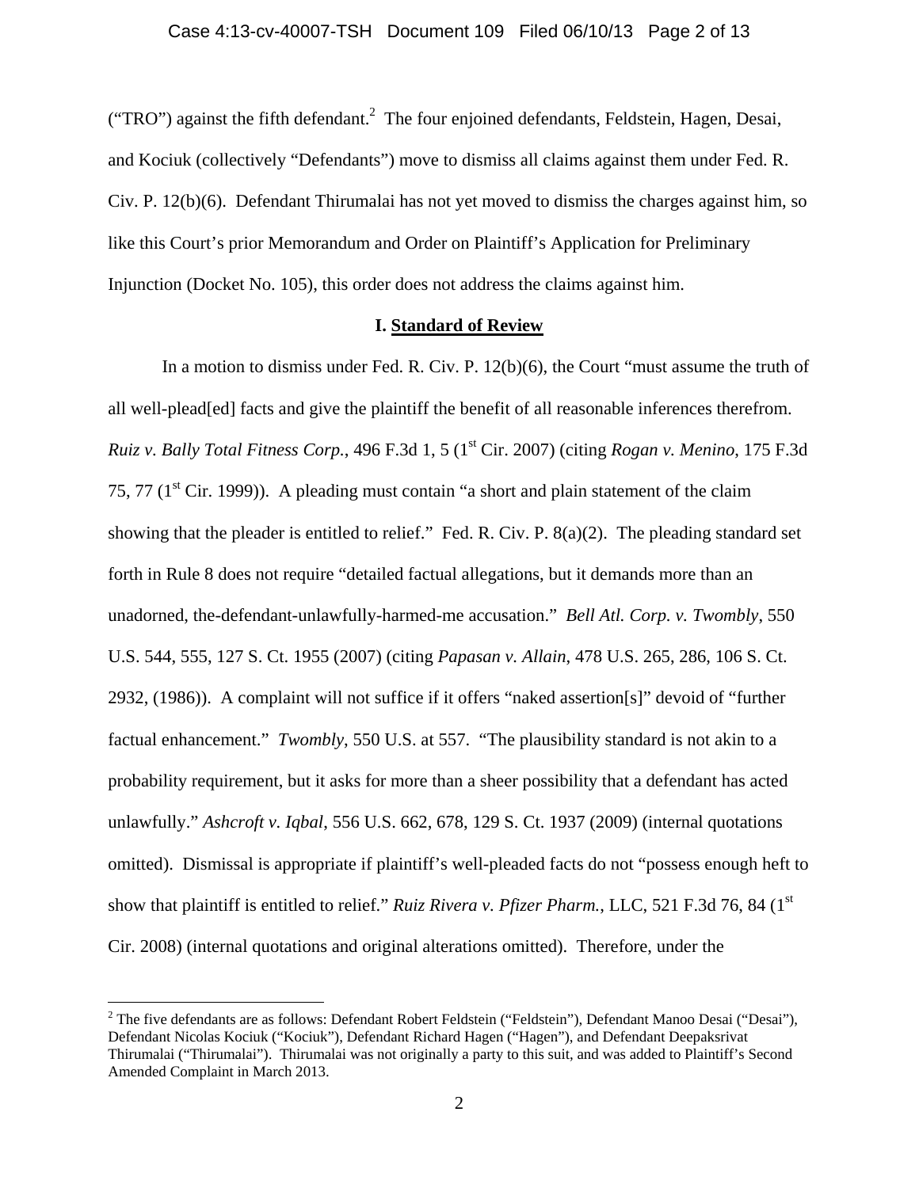("TRO") against the fifth defendant.[2] The four enjoined defendants, Feldstein, Hagen, Desai, and Kociuk (collectively "Defendants") move to dismiss all claims against them under Fed. R. Civ. P. 12(b)(6). Defendant Thirumalai has not yet moved to dismiss the charges against him, so like this Court's prior Memorandum and Order on Plaintiff's Application for Preliminary Injunction (Docket No. 105), this order does not address the claims against him.

## I. **Standard of Review**

In a motion to dismiss under Fed. R. Civ. P. 12(b)(6), the Court "must assume the truth of all well-plead[ed] facts and give the plaintiff the benefit of all reasonable inferences therefrom. *Ruiz v. Bally Total Fitness Corp.*, 496 F.3d 1, 5 (1st Cir. 2007) (citing *Rogan v. Menino*, 175 F.3d 75, 77 (1st Cir. 1999)). A pleading must contain "a short and plain statement of the claim showing that the pleader is entitled to relief." Fed. R. Civ. P. 8(a)(2). The pleading standard set forth in Rule 8 does not require "detailed factual allegations, but it demands more than an unadorned, the-defendant-unlawfully-harmed-me accusation." *Bell Atl. Corp. v. Twombly*, 550 U.S. 544, 555, 127 S. Ct. 1955 (2007) (citing *Papasan v. Allain*, 478 U.S. 265, 286, 106 S. Ct. 2932, (1986)). A complaint will not suffice if it offers "naked assertion[s]" devoid of "further factual enhancement." *Twombly*, 550 U.S. at 557. "The plausibility standard is not akin to a probability requirement, but it asks for more than a sheer possibility that a defendant has acted unlawfully." *Ashcroft v. Iqbal*, 556 U.S. 662, 678, 129 S. Ct. 1937 (2009) (internal quotations omitted). Dismissal is appropriate if plaintiff's well-pleaded facts do not "possess enough heft to show that plaintiff is entitled to relief." *Ruiz Rivera v. Pfizer Pharm.*, LLC, 521 F.3d 76, 84 (1st Cir. 2008) (internal quotations and original alterations omitted). Therefore, under the

---

[2] The five defendants are as follows: Defendant Robert Feldstein ("Feldstein"), Defendant Manoo Desai ("Desai"), Defendant Nicolas Kociuk ("Kociuk"), Defendant Richard Hagen ("Hagen"), and Defendant Deepaksrivat Thirumalai ("Thirumalai"). Thirumalai was not originally a party to this suit, and was added to Plaintiff's Second Amended Complaint in March 2013.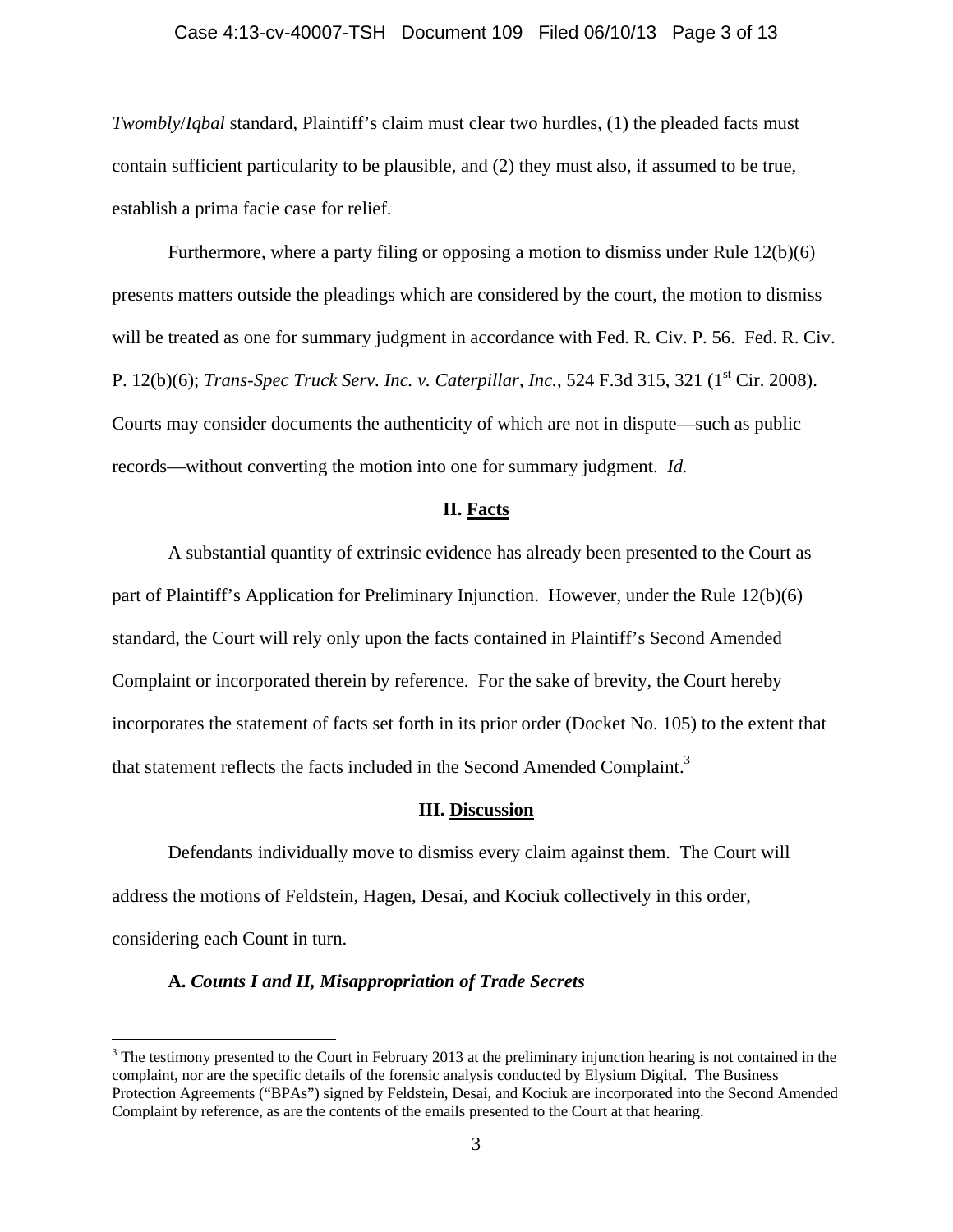*Twombly*/*Iqbal* standard, Plaintiff's claim must clear two hurdles, (1) the pleaded facts must contain sufficient particularity to be plausible, and (2) they must also, if assumed to be true, establish a prima facie case for relief.

Furthermore, where a party filing or opposing a motion to dismiss under Rule 12(b)(6) presents matters outside the pleadings which are considered by the court, the motion to dismiss will be treated as one for summary judgment in accordance with Fed. R. Civ. P. 56. Fed. R. Civ. P. 12(b)(6); *Trans-Spec Truck Serv. Inc. v. Caterpillar, Inc.*, 524 F.3d 315, 321 (1st Cir. 2008). Courts may consider documents the authenticity of which are not in dispute—such as public records—without converting the motion into one for summary judgment. *Id.*

## II. Facts

A substantial quantity of extrinsic evidence has already been presented to the Court as part of Plaintiff's Application for Preliminary Injunction. However, under the Rule 12(b)(6) standard, the Court will rely only upon the facts contained in Plaintiff's Second Amended Complaint or incorporated therein by reference. For the sake of brevity, the Court hereby incorporates the statement of facts set forth in its prior order (Docket No. 105) to the extent that that statement reflects the facts included in the Second Amended Complaint.[3]

## III. Discussion

Defendants individually move to dismiss every claim against them. The Court will address the motions of Feldstein, Hagen, Desai, and Kociuk collectively in this order, considering each Count in turn.

### A. *Counts I and II, Misappropriation of Trade Secrets*

---

[3] The testimony presented to the Court in February 2013 at the preliminary injunction hearing is not contained in the complaint, nor are the specific details of the forensic analysis conducted by Elysium Digital. The Business Protection Agreements ("BPAs") signed by Feldstein, Desai, and Kociuk are incorporated into the Second Amended Complaint by reference, as are the contents of the emails presented to the Court at that hearing.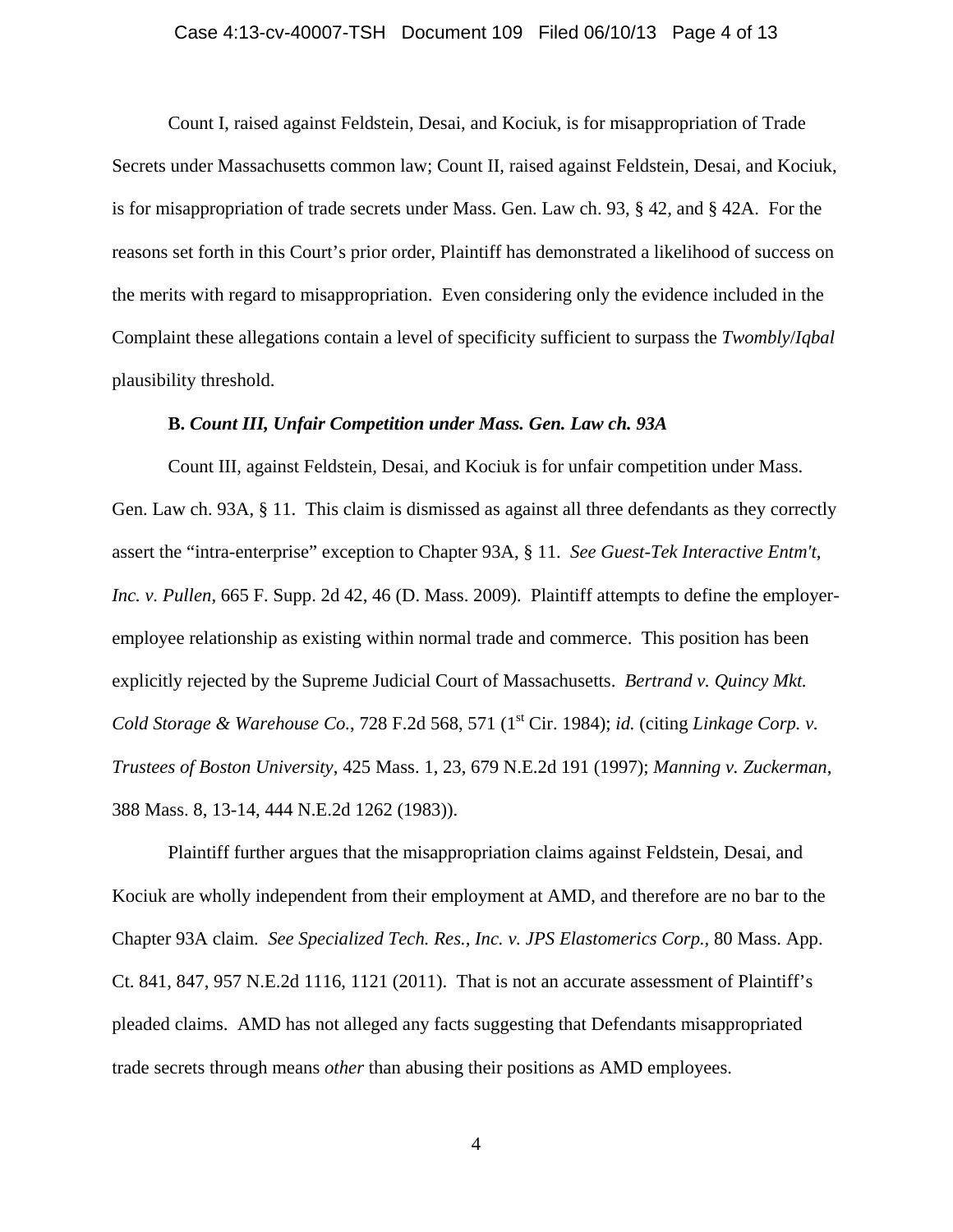Count I, raised against Feldstein, Desai, and Kociuk, is for misappropriation of Trade Secrets under Massachusetts common law; Count II, raised against Feldstein, Desai, and Kociuk, is for misappropriation of trade secrets under Mass. Gen. Law ch. 93, § 42, and § 42A. For the reasons set forth in this Court's prior order, Plaintiff has demonstrated a likelihood of success on the merits with regard to misappropriation. Even considering only the evidence included in the Complaint these allegations contain a level of specificity sufficient to surpass the *Twombly*/*Iqbal* plausibility threshold.

**B.** ***Count III, Unfair Competition under Mass. Gen. Law ch. 93A***

Count III, against Feldstein, Desai, and Kociuk is for unfair competition under Mass. Gen. Law ch. 93A, § 11. This claim is dismissed as against all three defendants as they correctly assert the "intra-enterprise" exception to Chapter 93A, § 11. *See Guest-Tek Interactive Entm't, Inc. v. Pullen*, 665 F. Supp. 2d 42, 46 (D. Mass. 2009). Plaintiff attempts to define the employer-employee relationship as existing within normal trade and commerce. This position has been explicitly rejected by the Supreme Judicial Court of Massachusetts. *Bertrand v. Quincy Mkt. Cold Storage & Warehouse Co.*, 728 F.2d 568, 571 (1st Cir. 1984); *id.* (citing *Linkage Corp. v. Trustees of Boston University*, 425 Mass. 1, 23, 679 N.E.2d 191 (1997); *Manning v. Zuckerman*, 388 Mass. 8, 13-14, 444 N.E.2d 1262 (1983)).

Plaintiff further argues that the misappropriation claims against Feldstein, Desai, and Kociuk are wholly independent from their employment at AMD, and therefore are no bar to the Chapter 93A claim. *See Specialized Tech. Res., Inc. v. JPS Elastomerics Corp.*, 80 Mass. App. Ct. 841, 847, 957 N.E.2d 1116, 1121 (2011). That is not an accurate assessment of Plaintiff's pleaded claims. AMD has not alleged any facts suggesting that Defendants misappropriated trade secrets through means *other* than abusing their positions as AMD employees.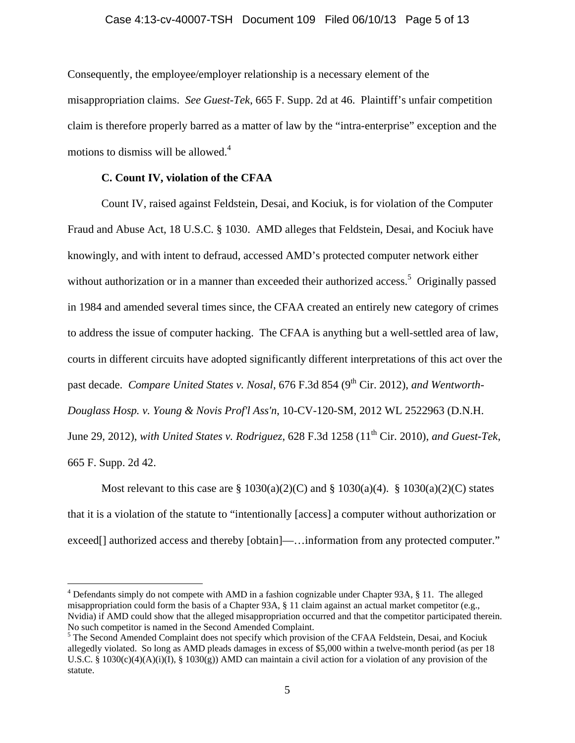Consequently, the employee/employer relationship is a necessary element of the misappropriation claims. *See Guest-Tek*, 665 F. Supp. 2d at 46. Plaintiff's unfair competition claim is therefore properly barred as a matter of law by the "intra-enterprise" exception and the motions to dismiss will be allowed.[4]

**C. Count IV, violation of the CFAA**

Count IV, raised against Feldstein, Desai, and Kociuk, is for violation of the Computer Fraud and Abuse Act, 18 U.S.C. § 1030. AMD alleges that Feldstein, Desai, and Kociuk have knowingly, and with intent to defraud, accessed AMD's protected computer network either without authorization or in a manner than exceeded their authorized access.[5] Originally passed in 1984 and amended several times since, the CFAA created an entirely new category of crimes to address the issue of computer hacking. The CFAA is anything but a well-settled area of law, courts in different circuits have adopted significantly different interpretations of this act over the past decade. *Compare United States v. Nosal*, 676 F.3d 854 (9th Cir. 2012), *and Wentworth-Douglass Hosp. v. Young & Novis Prof'l Ass'n*, 10-CV-120-SM, 2012 WL 2522963 (D.N.H. June 29, 2012), *with United States v. Rodriguez*, 628 F.3d 1258 (11th Cir. 2010), *and Guest-Tek*, 665 F. Supp. 2d 42.

Most relevant to this case are § 1030(a)(2)(C) and § 1030(a)(4). § 1030(a)(2)(C) states that it is a violation of the statute to "intentionally [access] a computer without authorization or exceed[] authorized access and thereby [obtain]—…information from any protected computer."

---

[4] Defendants simply do not compete with AMD in a fashion cognizable under Chapter 93A, § 11. The alleged misappropriation could form the basis of a Chapter 93A, § 11 claim against an actual market competitor (e.g., Nvidia) if AMD could show that the alleged misappropriation occurred and that the competitor participated therein. No such competitor is named in the Second Amended Complaint.

[5] The Second Amended Complaint does not specify which provision of the CFAA Feldstein, Desai, and Kociuk allegedly violated. So long as AMD pleads damages in excess of $5,000 within a twelve-month period (as per 18 U.S.C. § 1030(c)(4)(A)(i)(I), § 1030(g)) AMD can maintain a civil action for a violation of any provision of the statute.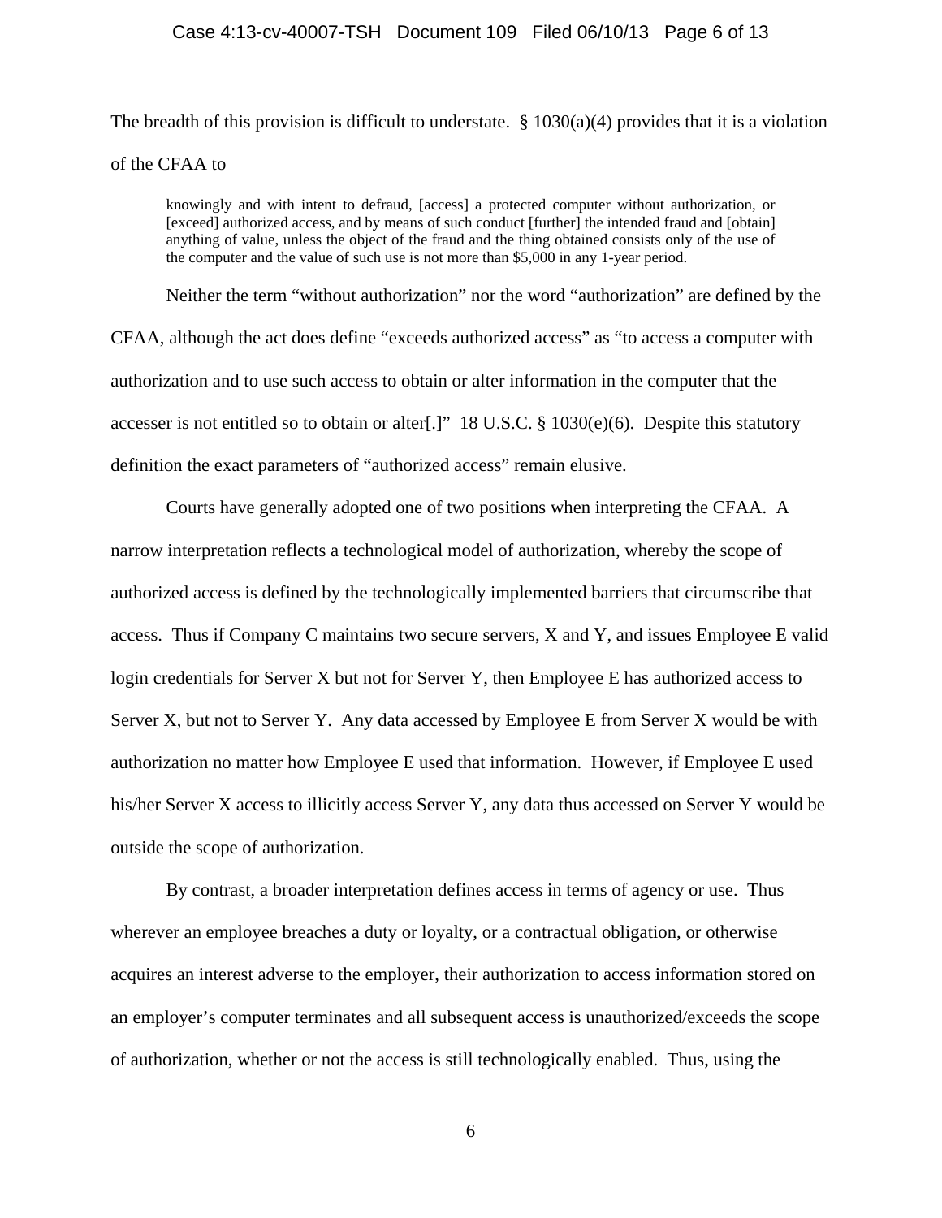The breadth of this provision is difficult to understate. § 1030(a)(4) provides that it is a violation of the CFAA to

> knowingly and with intent to defraud, [access] a protected computer without authorization, or [exceed] authorized access, and by means of such conduct [further] the intended fraud and [obtain] anything of value, unless the object of the fraud and the thing obtained consists only of the use of the computer and the value of such use is not more than $5,000 in any 1-year period.

Neither the term "without authorization" nor the word "authorization" are defined by the CFAA, although the act does define "exceeds authorized access" as "to access a computer with authorization and to use such access to obtain or alter information in the computer that the accesser is not entitled so to obtain or alter[.]" 18 U.S.C. § 1030(e)(6). Despite this statutory definition the exact parameters of "authorized access" remain elusive.

Courts have generally adopted one of two positions when interpreting the CFAA. A narrow interpretation reflects a technological model of authorization, whereby the scope of authorized access is defined by the technologically implemented barriers that circumscribe that access. Thus if Company C maintains two secure servers, X and Y, and issues Employee E valid login credentials for Server X but not for Server Y, then Employee E has authorized access to Server X, but not to Server Y. Any data accessed by Employee E from Server X would be with authorization no matter how Employee E used that information. However, if Employee E used his/her Server X access to illicitly access Server Y, any data thus accessed on Server Y would be outside the scope of authorization.

By contrast, a broader interpretation defines access in terms of agency or use. Thus wherever an employee breaches a duty or loyalty, or a contractual obligation, or otherwise acquires an interest adverse to the employer, their authorization to access information stored on an employer's computer terminates and all subsequent access is unauthorized/exceeds the scope of authorization, whether or not the access is still technologically enabled. Thus, using the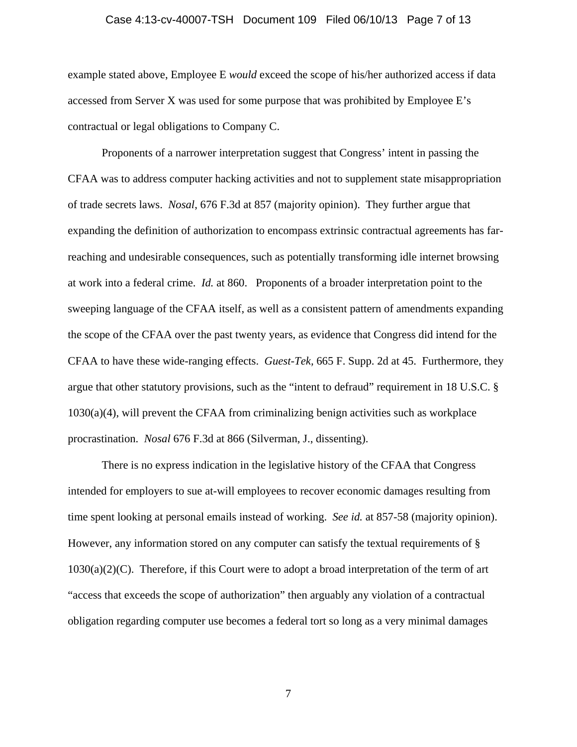example stated above, Employee E *would* exceed the scope of his/her authorized access if data accessed from Server X was used for some purpose that was prohibited by Employee E's contractual or legal obligations to Company C.

Proponents of a narrower interpretation suggest that Congress' intent in passing the CFAA was to address computer hacking activities and not to supplement state misappropriation of trade secrets laws. *Nosal*, 676 F.3d at 857 (majority opinion). They further argue that expanding the definition of authorization to encompass extrinsic contractual agreements has far-reaching and undesirable consequences, such as potentially transforming idle internet browsing at work into a federal crime. *Id.* at 860. Proponents of a broader interpretation point to the sweeping language of the CFAA itself, as well as a consistent pattern of amendments expanding the scope of the CFAA over the past twenty years, as evidence that Congress did intend for the CFAA to have these wide-ranging effects. *Guest-Tek*, 665 F. Supp. 2d at 45. Furthermore, they argue that other statutory provisions, such as the "intent to defraud" requirement in 18 U.S.C. § 1030(a)(4), will prevent the CFAA from criminalizing benign activities such as workplace procrastination. *Nosal* 676 F.3d at 866 (Silverman, J., dissenting).

There is no express indication in the legislative history of the CFAA that Congress intended for employers to sue at-will employees to recover economic damages resulting from time spent looking at personal emails instead of working. *See id.* at 857-58 (majority opinion). However, any information stored on any computer can satisfy the textual requirements of § 1030(a)(2)(C). Therefore, if this Court were to adopt a broad interpretation of the term of art "access that exceeds the scope of authorization" then arguably any violation of a contractual obligation regarding computer use becomes a federal tort so long as a very minimal damages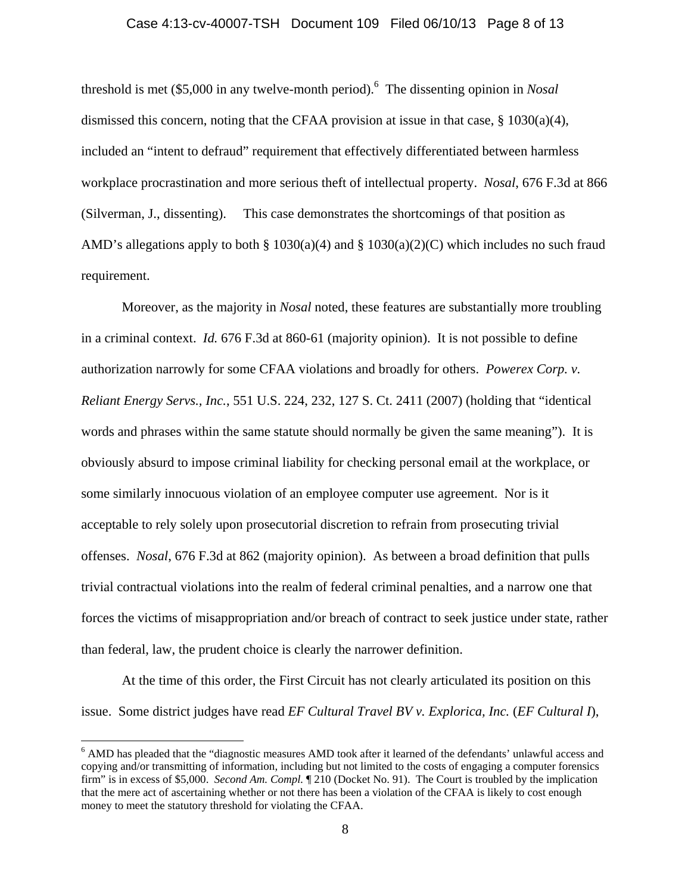threshold is met ($5,000 in any twelve-month period).[6] The dissenting opinion in *Nosal* dismissed this concern, noting that the CFAA provision at issue in that case, § 1030(a)(4), included an "intent to defraud" requirement that effectively differentiated between harmless workplace procrastination and more serious theft of intellectual property. *Nosal*, 676 F.3d at 866 (Silverman, J., dissenting). This case demonstrates the shortcomings of that position as AMD's allegations apply to both § 1030(a)(4) and § 1030(a)(2)(C) which includes no such fraud requirement.

Moreover, as the majority in *Nosal* noted, these features are substantially more troubling in a criminal context. *Id.* 676 F.3d at 860-61 (majority opinion). It is not possible to define authorization narrowly for some CFAA violations and broadly for others. *Powerex Corp. v. Reliant Energy Servs., Inc.*, 551 U.S. 224, 232, 127 S. Ct. 2411 (2007) (holding that "identical words and phrases within the same statute should normally be given the same meaning"). It is obviously absurd to impose criminal liability for checking personal email at the workplace, or some similarly innocuous violation of an employee computer use agreement. Nor is it acceptable to rely solely upon prosecutorial discretion to refrain from prosecuting trivial offenses. *Nosal*, 676 F.3d at 862 (majority opinion). As between a broad definition that pulls trivial contractual violations into the realm of federal criminal penalties, and a narrow one that forces the victims of misappropriation and/or breach of contract to seek justice under state, rather than federal, law, the prudent choice is clearly the narrower definition.

At the time of this order, the First Circuit has not clearly articulated its position on this issue. Some district judges have read *EF Cultural Travel BV v. Explorica, Inc.* (*EF Cultural I*),

[6] AMD has pleaded that the "diagnostic measures AMD took after it learned of the defendants' unlawful access and copying and/or transmitting of information, including but not limited to the costs of engaging a computer forensics firm" is in excess of $5,000. *Second Am. Compl.* ¶ 210 (Docket No. 91). The Court is troubled by the implication that the mere act of ascertaining whether or not there has been a violation of the CFAA is likely to cost enough money to meet the statutory threshold for violating the CFAA.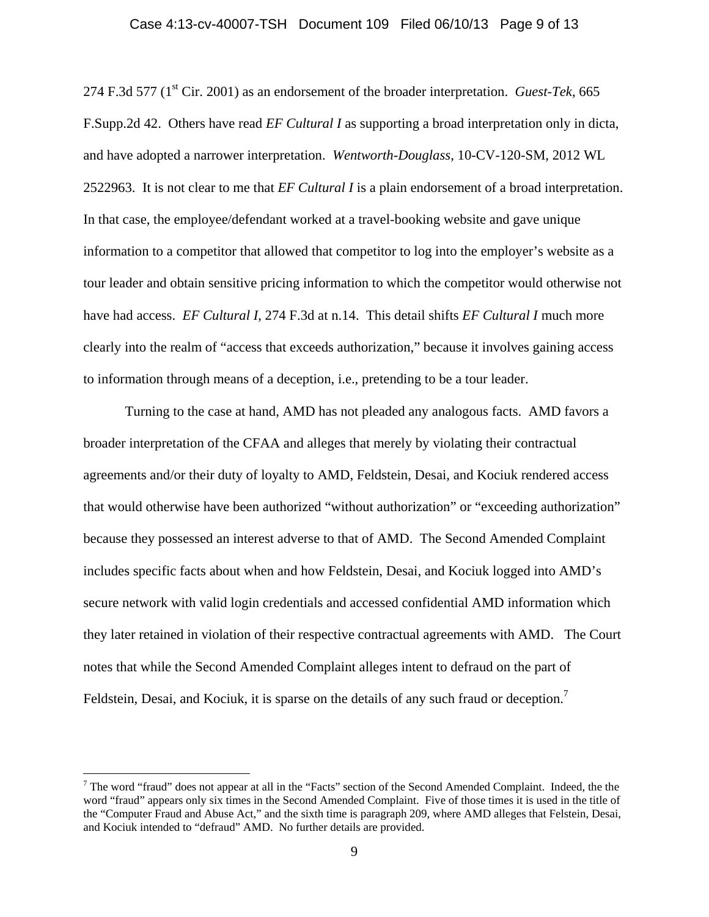274 F.3d 577 (1st Cir. 2001) as an endorsement of the broader interpretation. *Guest-Tek*, 665 F.Supp.2d 42. Others have read *EF Cultural I* as supporting a broad interpretation only in dicta, and have adopted a narrower interpretation. *Wentworth-Douglass*, 10-CV-120-SM, 2012 WL 2522963. It is not clear to me that *EF Cultural I* is a plain endorsement of a broad interpretation. In that case, the employee/defendant worked at a travel-booking website and gave unique information to a competitor that allowed that competitor to log into the employer's website as a tour leader and obtain sensitive pricing information to which the competitor would otherwise not have had access. *EF Cultural I*, 274 F.3d at n.14. This detail shifts *EF Cultural I* much more clearly into the realm of "access that exceeds authorization," because it involves gaining access to information through means of a deception, i.e., pretending to be a tour leader.

Turning to the case at hand, AMD has not pleaded any analogous facts. AMD favors a broader interpretation of the CFAA and alleges that merely by violating their contractual agreements and/or their duty of loyalty to AMD, Feldstein, Desai, and Kociuk rendered access that would otherwise have been authorized "without authorization" or "exceeding authorization" because they possessed an interest adverse to that of AMD. The Second Amended Complaint includes specific facts about when and how Feldstein, Desai, and Kociuk logged into AMD's secure network with valid login credentials and accessed confidential AMD information which they later retained in violation of their respective contractual agreements with AMD. The Court notes that while the Second Amended Complaint alleges intent to defraud on the part of Feldstein, Desai, and Kociuk, it is sparse on the details of any such fraud or deception.[7]

---

[7] The word "fraud" does not appear at all in the "Facts" section of the Second Amended Complaint. Indeed, the the word "fraud" appears only six times in the Second Amended Complaint. Five of those times it is used in the title of the "Computer Fraud and Abuse Act," and the sixth time is paragraph 209, where AMD alleges that Felstein, Desai, and Kociuk intended to "defraud" AMD. No further details are provided.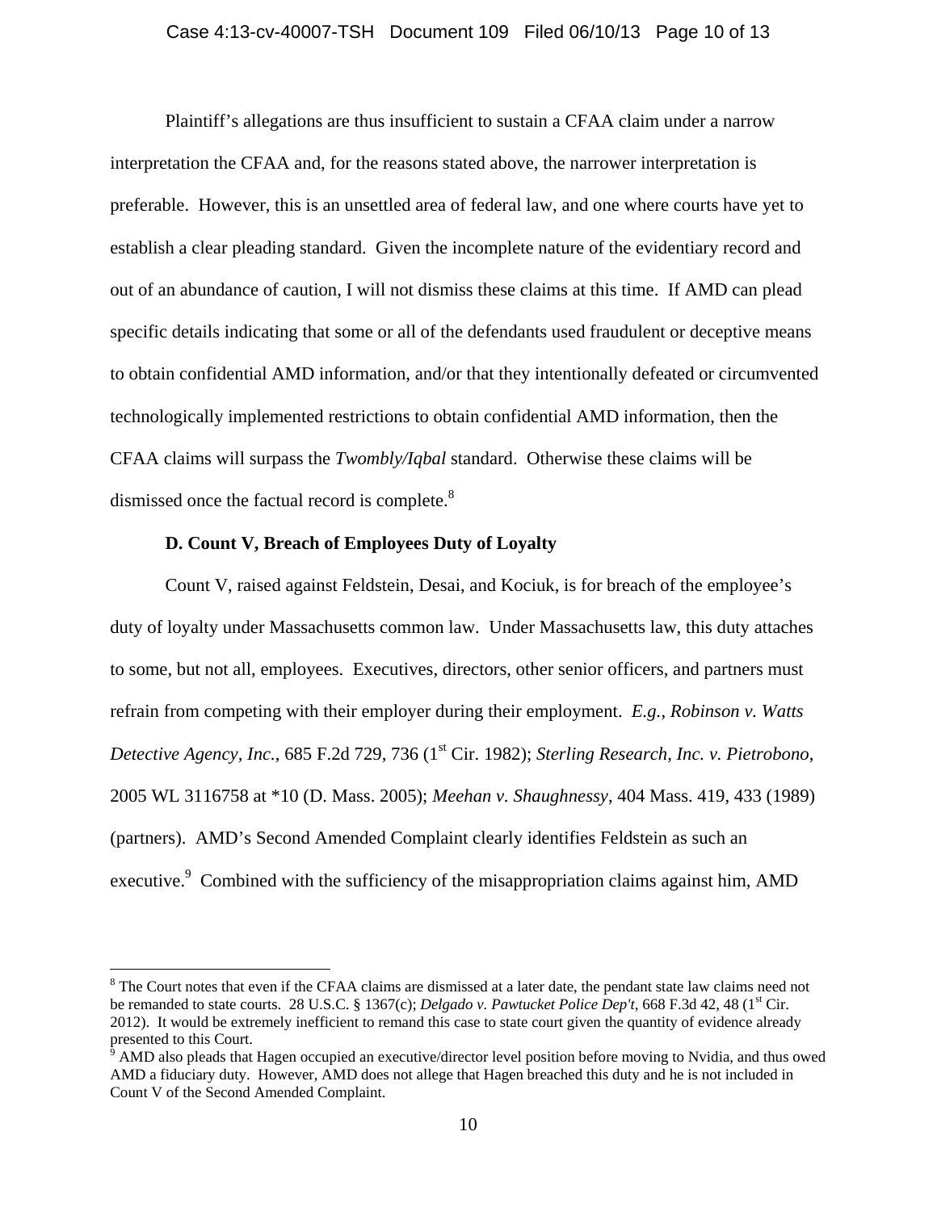Plaintiff's allegations are thus insufficient to sustain a CFAA claim under a narrow interpretation the CFAA and, for the reasons stated above, the narrower interpretation is preferable. However, this is an unsettled area of federal law, and one where courts have yet to establish a clear pleading standard. Given the incomplete nature of the evidentiary record and out of an abundance of caution, I will not dismiss these claims at this time. If AMD can plead specific details indicating that some or all of the defendants used fraudulent or deceptive means to obtain confidential AMD information, and/or that they intentionally defeated or circumvented technologically implemented restrictions to obtain confidential AMD information, then the CFAA claims will surpass the *Twombly/Iqbal* standard. Otherwise these claims will be dismissed once the factual record is complete.[8]

**D. Count V, Breach of Employees Duty of Loyalty**

Count V, raised against Feldstein, Desai, and Kociuk, is for breach of the employee's duty of loyalty under Massachusetts common law. Under Massachusetts law, this duty attaches to some, but not all, employees. Executives, directors, other senior officers, and partners must refrain from competing with their employer during their employment. *E.g.*, *Robinson v. Watts Detective Agency, Inc.*, 685 F.2d 729, 736 (1st Cir. 1982); *Sterling Research, Inc. v. Pietrobono*, 2005 WL 3116758 at *10 (D. Mass. 2005); *Meehan v. Shaughnessy*, 404 Mass. 419, 433 (1989) (partners). AMD's Second Amended Complaint clearly identifies Feldstein as such an executive.[9] Combined with the sufficiency of the misappropriation claims against him, AMD

---

[8] The Court notes that even if the CFAA claims are dismissed at a later date, the pendant state law claims need not be remanded to state courts. 28 U.S.C. § 1367(c); *Delgado v. Pawtucket Police Dep't*, 668 F.3d 42, 48 (1st Cir. 2012). It would be extremely inefficient to remand this case to state court given the quantity of evidence already presented to this Court.

[9] AMD also pleads that Hagen occupied an executive/director level position before moving to Nvidia, and thus owed AMD a fiduciary duty. However, AMD does not allege that Hagen breached this duty and he is not included in Count V of the Second Amended Complaint.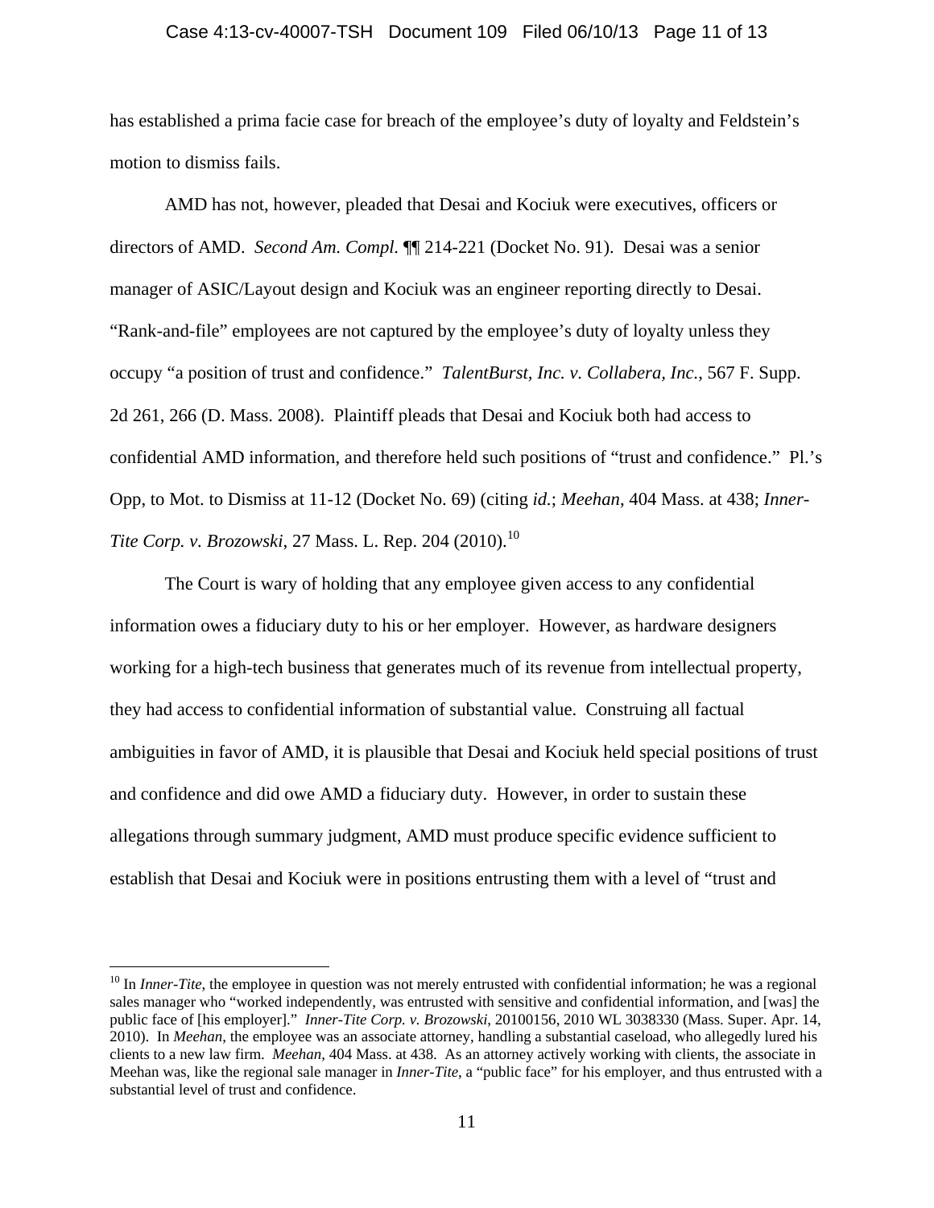has established a prima facie case for breach of the employee's duty of loyalty and Feldstein's motion to dismiss fails.

AMD has not, however, pleaded that Desai and Kociuk were executives, officers or directors of AMD. *Second Am. Compl.* ¶¶ 214-221 (Docket No. 91). Desai was a senior manager of ASIC/Layout design and Kociuk was an engineer reporting directly to Desai. "Rank-and-file" employees are not captured by the employee's duty of loyalty unless they occupy "a position of trust and confidence." *TalentBurst, Inc. v. Collabera, Inc.*, 567 F. Supp. 2d 261, 266 (D. Mass. 2008). Plaintiff pleads that Desai and Kociuk both had access to confidential AMD information, and therefore held such positions of "trust and confidence." Pl.'s Opp, to Mot. to Dismiss at 11-12 (Docket No. 69) (citing *id.*; *Meehan*, 404 Mass. at 438; *Inner-Tite Corp. v. Brozowski*, 27 Mass. L. Rep. 204 (2010).[10]

The Court is wary of holding that any employee given access to any confidential information owes a fiduciary duty to his or her employer. However, as hardware designers working for a high-tech business that generates much of its revenue from intellectual property, they had access to confidential information of substantial value. Construing all factual ambiguities in favor of AMD, it is plausible that Desai and Kociuk held special positions of trust and confidence and did owe AMD a fiduciary duty. However, in order to sustain these allegations through summary judgment, AMD must produce specific evidence sufficient to establish that Desai and Kociuk were in positions entrusting them with a level of "trust and

---

[10] In *Inner-Tite*, the employee in question was not merely entrusted with confidential information; he was a regional sales manager who "worked independently, was entrusted with sensitive and confidential information, and [was] the public face of [his employer]." *Inner-Tite Corp. v. Brozowski*, 20100156, 2010 WL 3038330 (Mass. Super. Apr. 14, 2010). In *Meehan*, the employee was an associate attorney, handling a substantial caseload, who allegedly lured his clients to a new law firm. *Meehan*, 404 Mass. at 438. As an attorney actively working with clients, the associate in Meehan was, like the regional sale manager in *Inner-Tite*, a "public face" for his employer, and thus entrusted with a substantial level of trust and confidence.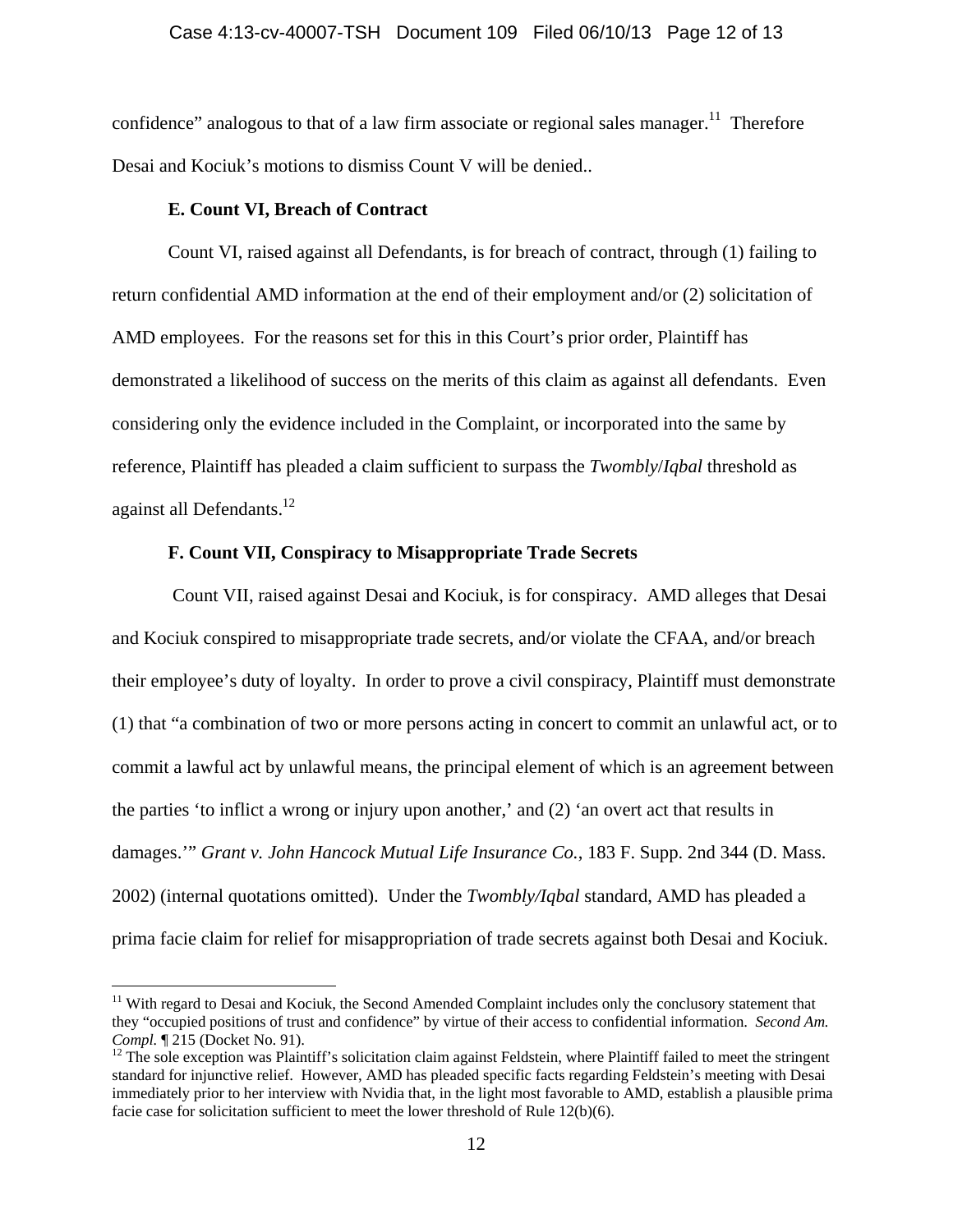confidence" analogous to that of a law firm associate or regional sales manager.[11] Therefore Desai and Kociuk's motions to dismiss Count V will be denied..

**E. Count VI, Breach of Contract**

Count VI, raised against all Defendants, is for breach of contract, through (1) failing to return confidential AMD information at the end of their employment and/or (2) solicitation of AMD employees. For the reasons set for this in this Court's prior order, Plaintiff has demonstrated a likelihood of success on the merits of this claim as against all defendants. Even considering only the evidence included in the Complaint, or incorporated into the same by reference, Plaintiff has pleaded a claim sufficient to surpass the *Twombly*/*Iqbal* threshold as against all Defendants.[12]

**F. Count VII, Conspiracy to Misappropriate Trade Secrets**

Count VII, raised against Desai and Kociuk, is for conspiracy. AMD alleges that Desai and Kociuk conspired to misappropriate trade secrets, and/or violate the CFAA, and/or breach their employee's duty of loyalty. In order to prove a civil conspiracy, Plaintiff must demonstrate (1) that "a combination of two or more persons acting in concert to commit an unlawful act, or to commit a lawful act by unlawful means, the principal element of which is an agreement between the parties 'to inflict a wrong or injury upon another,' and (2) 'an overt act that results in damages.'" *Grant v. John Hancock Mutual Life Insurance Co.*, 183 F. Supp. 2nd 344 (D. Mass. 2002) (internal quotations omitted). Under the *Twombly/Iqbal* standard, AMD has pleaded a prima facie claim for relief for misappropriation of trade secrets against both Desai and Kociuk.

---

[11] With regard to Desai and Kociuk, the Second Amended Complaint includes only the conclusory statement that they "occupied positions of trust and confidence" by virtue of their access to confidential information. *Second Am. Compl.* ¶ 215 (Docket No. 91).

[12] The sole exception was Plaintiff's solicitation claim against Feldstein, where Plaintiff failed to meet the stringent standard for injunctive relief. However, AMD has pleaded specific facts regarding Feldstein's meeting with Desai immediately prior to her interview with Nvidia that, in the light most favorable to AMD, establish a plausible prima facie case for solicitation sufficient to meet the lower threshold of Rule 12(b)(6).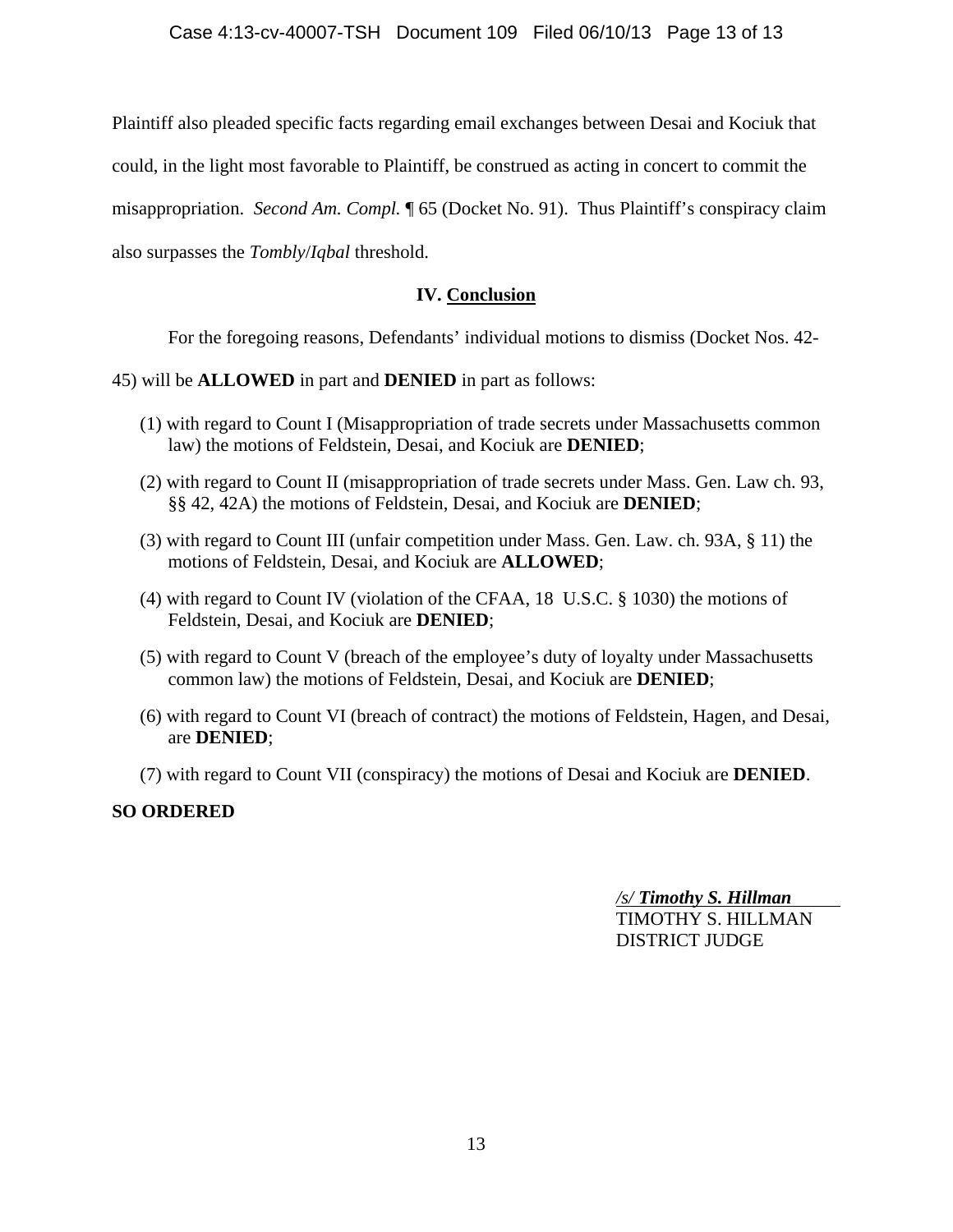Plaintiff also pleaded specific facts regarding email exchanges between Desai and Kociuk that could, in the light most favorable to Plaintiff, be construed as acting in concert to commit the misappropriation. *Second Am. Compl.* ¶ 65 (Docket No. 91). Thus Plaintiff's conspiracy claim also surpasses the *Tombly*/*Iqbal* threshold.

## IV. Conclusion

For the foregoing reasons, Defendants' individual motions to dismiss (Docket Nos. 42-45) will be **ALLOWED** in part and **DENIED** in part as follows:

(1) with regard to Count I (Misappropriation of trade secrets under Massachusetts common law) the motions of Feldstein, Desai, and Kociuk are **DENIED**;

(2) with regard to Count II (misappropriation of trade secrets under Mass. Gen. Law ch. 93, §§ 42, 42A) the motions of Feldstein, Desai, and Kociuk are **DENIED**;

(3) with regard to Count III (unfair competition under Mass. Gen. Law. ch. 93A, § 11) the motions of Feldstein, Desai, and Kociuk are **ALLOWED**;

(4) with regard to Count IV (violation of the CFAA, 18 U.S.C. § 1030) the motions of Feldstein, Desai, and Kociuk are **DENIED**;

(5) with regard to Count V (breach of the employee's duty of loyalty under Massachusetts common law) the motions of Feldstein, Desai, and Kociuk are **DENIED**;

(6) with regard to Count VI (breach of contract) the motions of Feldstein, Hagen, and Desai, are **DENIED**;

(7) with regard to Count VII (conspiracy) the motions of Desai and Kociuk are **DENIED**.

**SO ORDERED**

*/s/ **Timothy S. Hillman***
TIMOTHY S. HILLMAN
DISTRICT JUDGE